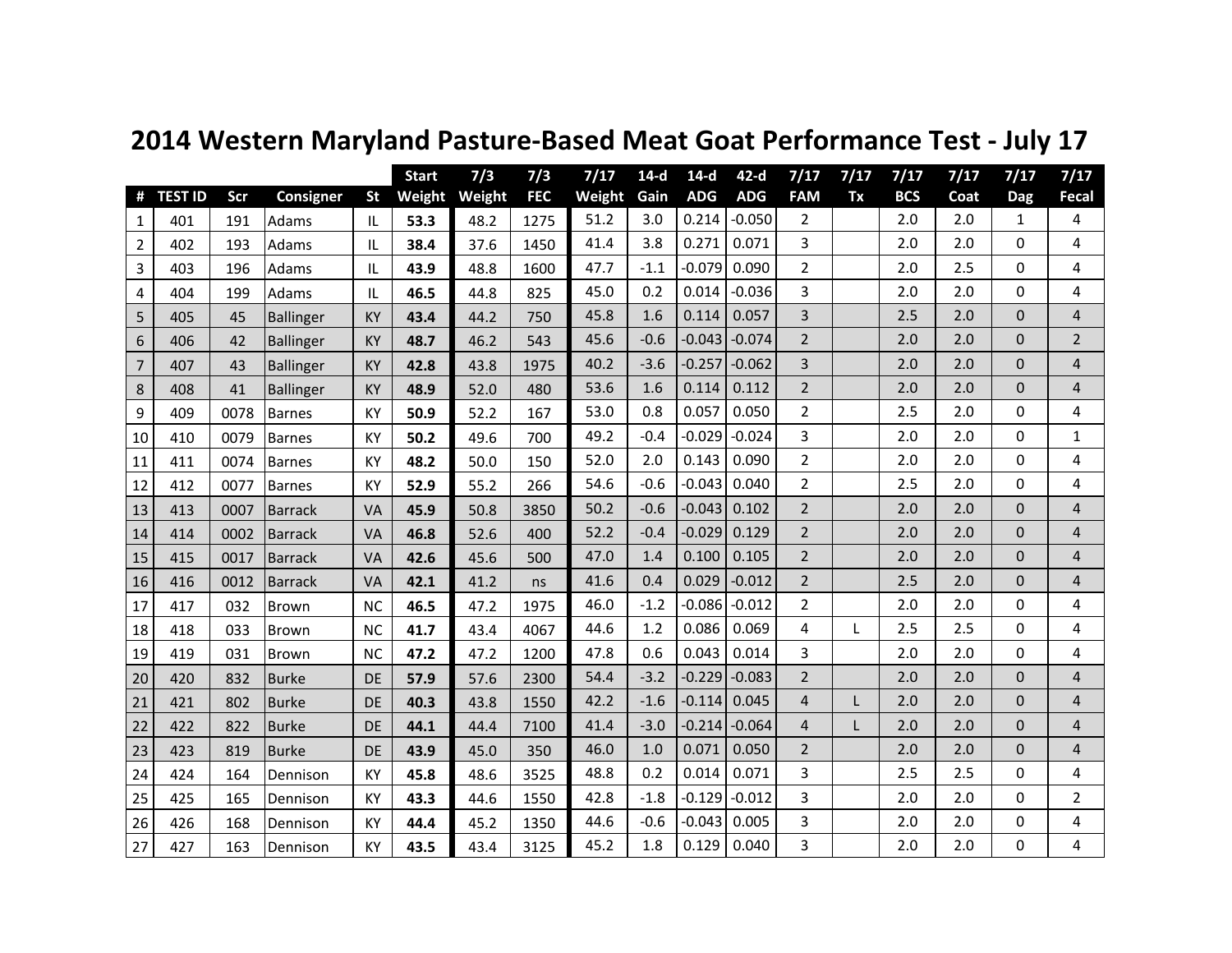# 2014 Western Maryland Pasture-Based Meat Goat Performance Test - July 17

| # | TEST ID | Scr | Consigner | St | Start Weight | 7/3 Weight | 7/3 FEC | 7/17 Weight | 14-d Gain | 14-d ADG | 42-d ADG | 7/17 FAM | 7/17 Tx | 7/17 BCS | 7/17 Coat | 7/17 Dag | 7/17 Fecal |
|---|---|---|---|---|---|---|---|---|---|---|---|---|---|---|---|---|---|
| 1 | 401 | 191 | Adams | IL | **53.3** | 48.2 | 1275 | 51.2 | 3.0 | 0.214 | -0.050 | 2 | | 2.0 | 2.0 | 1 | 4 |
| 2 | 402 | 193 | Adams | IL | **38.4** | 37.6 | 1450 | 41.4 | 3.8 | 0.271 | 0.071 | 3 | | 2.0 | 2.0 | 0 | 4 |
| 3 | 403 | 196 | Adams | IL | **43.9** | 48.8 | 1600 | 47.7 | -1.1 | -0.079 | 0.090 | 2 | | 2.0 | 2.5 | 0 | 4 |
| 4 | 404 | 199 | Adams | IL | **46.5** | 44.8 | 825 | 45.0 | 0.2 | 0.014 | -0.036 | 3 | | 2.0 | 2.0 | 0 | 4 |
| 5 | 405 | 45 | Ballinger | KY | **43.4** | 44.2 | 750 | 45.8 | 1.6 | 0.114 | 0.057 | 3 | | 2.5 | 2.0 | 0 | 4 |
| 6 | 406 | 42 | Ballinger | KY | **48.7** | 46.2 | 543 | 45.6 | -0.6 | -0.043 | -0.074 | 2 | | 2.0 | 2.0 | 0 | 2 |
| 7 | 407 | 43 | Ballinger | KY | **42.8** | 43.8 | 1975 | 40.2 | -3.6 | -0.257 | -0.062 | 3 | | 2.0 | 2.0 | 0 | 4 |
| 8 | 408 | 41 | Ballinger | KY | **48.9** | 52.0 | 480 | 53.6 | 1.6 | 0.114 | 0.112 | 2 | | 2.0 | 2.0 | 0 | 4 |
| 9 | 409 | 0078 | Barnes | KY | **50.9** | 52.2 | 167 | 53.0 | 0.8 | 0.057 | 0.050 | 2 | | 2.5 | 2.0 | 0 | 4 |
| 10 | 410 | 0079 | Barnes | KY | **50.2** | 49.6 | 700 | 49.2 | -0.4 | -0.029 | -0.024 | 3 | | 2.0 | 2.0 | 0 | 1 |
| 11 | 411 | 0074 | Barnes | KY | **48.2** | 50.0 | 150 | 52.0 | 2.0 | 0.143 | 0.090 | 2 | | 2.0 | 2.0 | 0 | 4 |
| 12 | 412 | 0077 | Barnes | KY | **52.9** | 55.2 | 266 | 54.6 | -0.6 | -0.043 | 0.040 | 2 | | 2.5 | 2.0 | 0 | 4 |
| 13 | 413 | 0007 | Barrack | VA | **45.9** | 50.8 | 3850 | 50.2 | -0.6 | -0.043 | 0.102 | 2 | | 2.0 | 2.0 | 0 | 4 |
| 14 | 414 | 0002 | Barrack | VA | **46.8** | 52.6 | 400 | 52.2 | -0.4 | -0.029 | 0.129 | 2 | | 2.0 | 2.0 | 0 | 4 |
| 15 | 415 | 0017 | Barrack | VA | **42.6** | 45.6 | 500 | 47.0 | 1.4 | 0.100 | 0.105 | 2 | | 2.0 | 2.0 | 0 | 4 |
| 16 | 416 | 0012 | Barrack | VA | **42.1** | 41.2 | ns | 41.6 | 0.4 | 0.029 | -0.012 | 2 | | 2.5 | 2.0 | 0 | 4 |
| 17 | 417 | 032 | Brown | NC | **46.5** | 47.2 | 1975 | 46.0 | -1.2 | -0.086 | -0.012 | 2 | | 2.0 | 2.0 | 0 | 4 |
| 18 | 418 | 033 | Brown | NC | **41.7** | 43.4 | 4067 | 44.6 | 1.2 | 0.086 | 0.069 | 4 | L | 2.5 | 2.5 | 0 | 4 |
| 19 | 419 | 031 | Brown | NC | **47.2** | 47.2 | 1200 | 47.8 | 0.6 | 0.043 | 0.014 | 3 | | 2.0 | 2.0 | 0 | 4 |
| 20 | 420 | 832 | Burke | DE | **57.9** | 57.6 | 2300 | 54.4 | -3.2 | -0.229 | -0.083 | 2 | | 2.0 | 2.0 | 0 | 4 |
| 21 | 421 | 802 | Burke | DE | **40.3** | 43.8 | 1550 | 42.2 | -1.6 | -0.114 | 0.045 | 4 | L | 2.0 | 2.0 | 0 | 4 |
| 22 | 422 | 822 | Burke | DE | **44.1** | 44.4 | 7100 | 41.4 | -3.0 | -0.214 | -0.064 | 4 | L | 2.0 | 2.0 | 0 | 4 |
| 23 | 423 | 819 | Burke | DE | **43.9** | 45.0 | 350 | 46.0 | 1.0 | 0.071 | 0.050 | 2 | | 2.0 | 2.0 | 0 | 4 |
| 24 | 424 | 164 | Dennison | KY | **45.8** | 48.6 | 3525 | 48.8 | 0.2 | 0.014 | 0.071 | 3 | | 2.5 | 2.5 | 0 | 4 |
| 25 | 425 | 165 | Dennison | KY | **43.3** | 44.6 | 1550 | 42.8 | -1.8 | -0.129 | -0.012 | 3 | | 2.0 | 2.0 | 0 | 2 |
| 26 | 426 | 168 | Dennison | KY | **44.4** | 45.2 | 1350 | 44.6 | -0.6 | -0.043 | 0.005 | 3 | | 2.0 | 2.0 | 0 | 4 |
| 27 | 427 | 163 | Dennison | KY | **43.5** | 43.4 | 3125 | 45.2 | 1.8 | 0.129 | 0.040 | 3 | | 2.0 | 2.0 | 0 | 4 |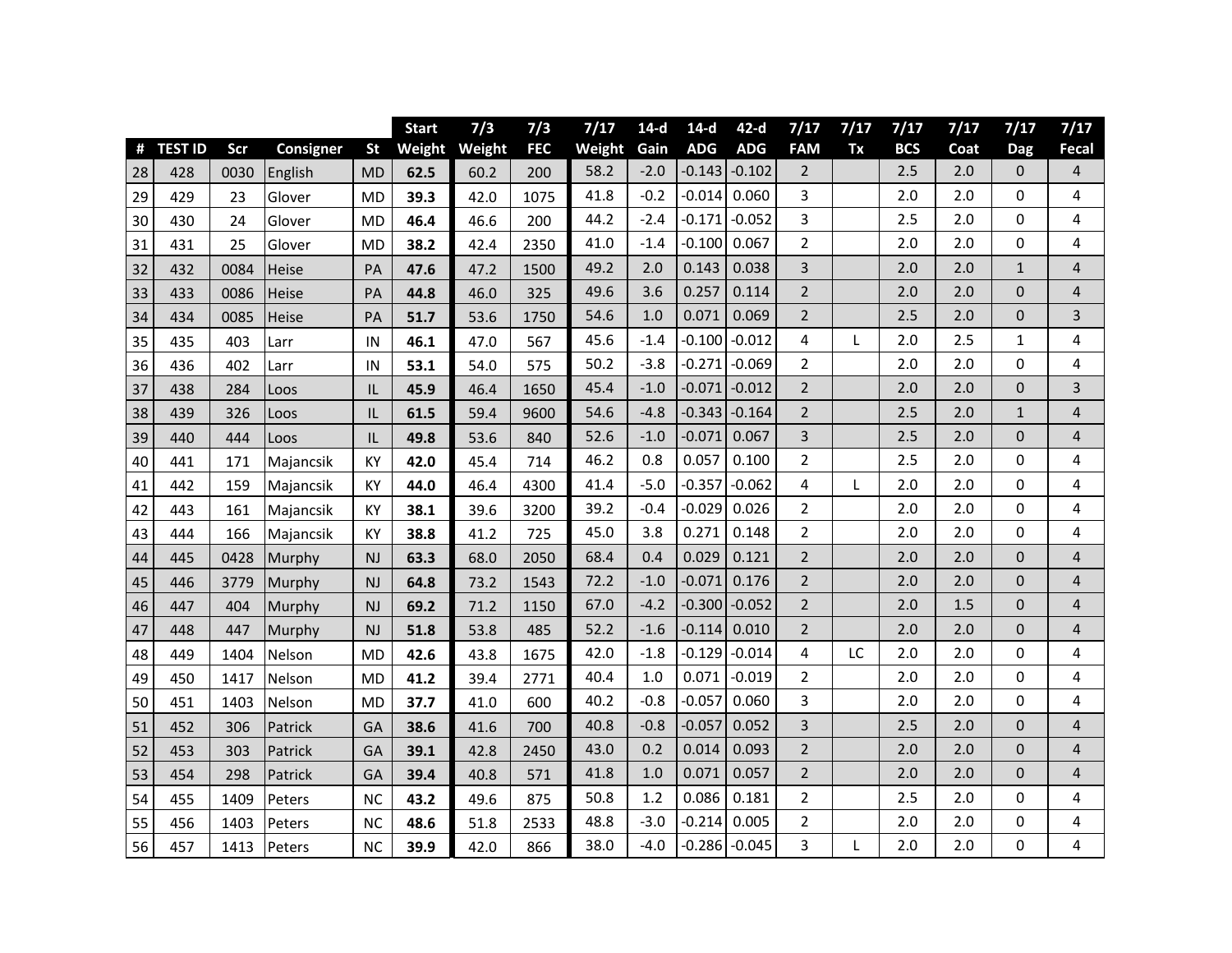| # | TEST ID | Scr | Consigner | St | Start Weight | 7/3 Weight | 7/3 FEC | 7/17 Weight | 14-d Gain | 14-d ADG | 42-d ADG | 7/17 FAM | 7/17 Tx | 7/17 BCS | 7/17 Coat | 7/17 Dag | 7/17 Fecal |
|---|---|---|---|---|---|---|---|---|---|---|---|---|---|---|---|---|---|
| 28 | 428 | 0030 | English | MD | **62.5** | 60.2 | 200 | 58.2 | -2.0 | -0.143 | -0.102 | 2 | | 2.5 | 2.0 | 0 | 4 |
| 29 | 429 | 23 | Glover | MD | **39.3** | 42.0 | 1075 | 41.8 | -0.2 | -0.014 | 0.060 | 3 | | 2.0 | 2.0 | 0 | 4 |
| 30 | 430 | 24 | Glover | MD | **46.4** | 46.6 | 200 | 44.2 | -2.4 | -0.171 | -0.052 | 3 | | 2.5 | 2.0 | 0 | 4 |
| 31 | 431 | 25 | Glover | MD | **38.2** | 42.4 | 2350 | 41.0 | -1.4 | -0.100 | 0.067 | 2 | | 2.0 | 2.0 | 0 | 4 |
| 32 | 432 | 0084 | Heise | PA | **47.6** | 47.2 | 1500 | 49.2 | 2.0 | 0.143 | 0.038 | 3 | | 2.0 | 2.0 | 1 | 4 |
| 33 | 433 | 0086 | Heise | PA | **44.8** | 46.0 | 325 | 49.6 | 3.6 | 0.257 | 0.114 | 2 | | 2.0 | 2.0 | 0 | 4 |
| 34 | 434 | 0085 | Heise | PA | **51.7** | 53.6 | 1750 | 54.6 | 1.0 | 0.071 | 0.069 | 2 | | 2.5 | 2.0 | 0 | 3 |
| 35 | 435 | 403 | Larr | IN | **46.1** | 47.0 | 567 | 45.6 | -1.4 | -0.100 | -0.012 | 4 | L | 2.0 | 2.5 | 1 | 4 |
| 36 | 436 | 402 | Larr | IN | **53.1** | 54.0 | 575 | 50.2 | -3.8 | -0.271 | -0.069 | 2 | | 2.0 | 2.0 | 0 | 4 |
| 37 | 438 | 284 | Loos | IL | **45.9** | 46.4 | 1650 | 45.4 | -1.0 | -0.071 | -0.012 | 2 | | 2.0 | 2.0 | 0 | 3 |
| 38 | 439 | 326 | Loos | IL | **61.5** | 59.4 | 9600 | 54.6 | -4.8 | -0.343 | -0.164 | 2 | | 2.5 | 2.0 | 1 | 4 |
| 39 | 440 | 444 | Loos | IL | **49.8** | 53.6 | 840 | 52.6 | -1.0 | -0.071 | 0.067 | 3 | | 2.5 | 2.0 | 0 | 4 |
| 40 | 441 | 171 | Majancsik | KY | **42.0** | 45.4 | 714 | 46.2 | 0.8 | 0.057 | 0.100 | 2 | | 2.5 | 2.0 | 0 | 4 |
| 41 | 442 | 159 | Majancsik | KY | **44.0** | 46.4 | 4300 | 41.4 | -5.0 | -0.357 | -0.062 | 4 | L | 2.0 | 2.0 | 0 | 4 |
| 42 | 443 | 161 | Majancsik | KY | **38.1** | 39.6 | 3200 | 39.2 | -0.4 | -0.029 | 0.026 | 2 | | 2.0 | 2.0 | 0 | 4 |
| 43 | 444 | 166 | Majancsik | KY | **38.8** | 41.2 | 725 | 45.0 | 3.8 | 0.271 | 0.148 | 2 | | 2.0 | 2.0 | 0 | 4 |
| 44 | 445 | 0428 | Murphy | NJ | **63.3** | 68.0 | 2050 | 68.4 | 0.4 | 0.029 | 0.121 | 2 | | 2.0 | 2.0 | 0 | 4 |
| 45 | 446 | 3779 | Murphy | NJ | **64.8** | 73.2 | 1543 | 72.2 | -1.0 | -0.071 | 0.176 | 2 | | 2.0 | 2.0 | 0 | 4 |
| 46 | 447 | 404 | Murphy | NJ | **69.2** | 71.2 | 1150 | 67.0 | -4.2 | -0.300 | -0.052 | 2 | | 2.0 | 1.5 | 0 | 4 |
| 47 | 448 | 447 | Murphy | NJ | **51.8** | 53.8 | 485 | 52.2 | -1.6 | -0.114 | 0.010 | 2 | | 2.0 | 2.0 | 0 | 4 |
| 48 | 449 | 1404 | Nelson | MD | **42.6** | 43.8 | 1675 | 42.0 | -1.8 | -0.129 | -0.014 | 4 | LC | 2.0 | 2.0 | 0 | 4 |
| 49 | 450 | 1417 | Nelson | MD | **41.2** | 39.4 | 2771 | 40.4 | 1.0 | 0.071 | -0.019 | 2 | | 2.0 | 2.0 | 0 | 4 |
| 50 | 451 | 1403 | Nelson | MD | **37.7** | 41.0 | 600 | 40.2 | -0.8 | -0.057 | 0.060 | 3 | | 2.0 | 2.0 | 0 | 4 |
| 51 | 452 | 306 | Patrick | GA | **38.6** | 41.6 | 700 | 40.8 | -0.8 | -0.057 | 0.052 | 3 | | 2.5 | 2.0 | 0 | 4 |
| 52 | 453 | 303 | Patrick | GA | **39.1** | 42.8 | 2450 | 43.0 | 0.2 | 0.014 | 0.093 | 2 | | 2.0 | 2.0 | 0 | 4 |
| 53 | 454 | 298 | Patrick | GA | **39.4** | 40.8 | 571 | 41.8 | 1.0 | 0.071 | 0.057 | 2 | | 2.0 | 2.0 | 0 | 4 |
| 54 | 455 | 1409 | Peters | NC | **43.2** | 49.6 | 875 | 50.8 | 1.2 | 0.086 | 0.181 | 2 | | 2.5 | 2.0 | 0 | 4 |
| 55 | 456 | 1403 | Peters | NC | **48.6** | 51.8 | 2533 | 48.8 | -3.0 | -0.214 | 0.005 | 2 | | 2.0 | 2.0 | 0 | 4 |
| 56 | 457 | 1413 | Peters | NC | **39.9** | 42.0 | 866 | 38.0 | -4.0 | -0.286 | -0.045 | 3 | L | 2.0 | 2.0 | 0 | 4 |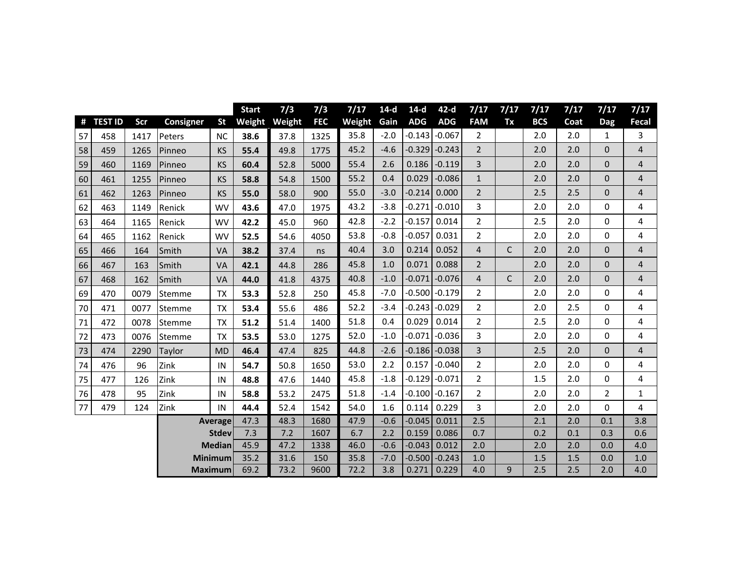| # | TEST ID | Scr | Consigner | St | Start Weight | 7/3 Weight | 7/3 FEC | 7/17 Weight | 14-d Gain | 14-d ADG | 42-d ADG | 7/17 FAM | 7/17 Tx | 7/17 BCS | 7/17 Coat | 7/17 Dag | 7/17 Fecal |
|---|---|---|---|---|---|---|---|---|---|---|---|---|---|---|---|---|---|
| 57 | 458 | 1417 | Peters | NC | **38.6** | 37.8 | 1325 | 35.8 | -2.0 | -0.143 | -0.067 | 2 | | 2.0 | 2.0 | 1 | 3 |
| 58 | 459 | 1265 | Pinneo | KS | **55.4** | 49.8 | 1775 | 45.2 | -4.6 | -0.329 | -0.243 | 2 | | 2.0 | 2.0 | 0 | 4 |
| 59 | 460 | 1169 | Pinneo | KS | **60.4** | 52.8 | 5000 | 55.4 | 2.6 | 0.186 | -0.119 | 3 | | 2.0 | 2.0 | 0 | 4 |
| 60 | 461 | 1255 | Pinneo | KS | **58.8** | 54.8 | 1500 | 55.2 | 0.4 | 0.029 | -0.086 | 1 | | 2.0 | 2.0 | 0 | 4 |
| 61 | 462 | 1263 | Pinneo | KS | **55.0** | 58.0 | 900 | 55.0 | -3.0 | -0.214 | 0.000 | 2 | | 2.5 | 2.5 | 0 | 4 |
| 62 | 463 | 1149 | Renick | WV | **43.6** | 47.0 | 1975 | 43.2 | -3.8 | -0.271 | -0.010 | 3 | | 2.0 | 2.0 | 0 | 4 |
| 63 | 464 | 1165 | Renick | WV | **42.2** | 45.0 | 960 | 42.8 | -2.2 | -0.157 | 0.014 | 2 | | 2.5 | 2.0 | 0 | 4 |
| 64 | 465 | 1162 | Renick | WV | **52.5** | 54.6 | 4050 | 53.8 | -0.8 | -0.057 | 0.031 | 2 | | 2.0 | 2.0 | 0 | 4 |
| 65 | 466 | 164 | Smith | VA | **38.2** | 37.4 | ns | 40.4 | 3.0 | 0.214 | 0.052 | 4 | C | 2.0 | 2.0 | 0 | 4 |
| 66 | 467 | 163 | Smith | VA | **42.1** | 44.8 | 286 | 45.8 | 1.0 | 0.071 | 0.088 | 2 | | 2.0 | 2.0 | 0 | 4 |
| 67 | 468 | 162 | Smith | VA | **44.0** | 41.8 | 4375 | 40.8 | -1.0 | -0.071 | -0.076 | 4 | C | 2.0 | 2.0 | 0 | 4 |
| 69 | 470 | 0079 | Stemme | TX | **53.3** | 52.8 | 250 | 45.8 | -7.0 | -0.500 | -0.179 | 2 | | 2.0 | 2.0 | 0 | 4 |
| 70 | 471 | 0077 | Stemme | TX | **53.4** | 55.6 | 486 | 52.2 | -3.4 | -0.243 | -0.029 | 2 | | 2.0 | 2.5 | 0 | 4 |
| 71 | 472 | 0078 | Stemme | TX | **51.2** | 51.4 | 1400 | 51.8 | 0.4 | 0.029 | 0.014 | 2 | | 2.5 | 2.0 | 0 | 4 |
| 72 | 473 | 0076 | Stemme | TX | **53.5** | 53.0 | 1275 | 52.0 | -1.0 | -0.071 | -0.036 | 3 | | 2.0 | 2.0 | 0 | 4 |
| 73 | 474 | 2290 | Taylor | MD | **46.4** | 47.4 | 825 | 44.8 | -2.6 | -0.186 | -0.038 | 3 | | 2.5 | 2.0 | 0 | 4 |
| 74 | 476 | 96 | Zink | IN | **54.7** | 50.8 | 1650 | 53.0 | 2.2 | 0.157 | -0.040 | 2 | | 2.0 | 2.0 | 0 | 4 |
| 75 | 477 | 126 | Zink | IN | **48.8** | 47.6 | 1440 | 45.8 | -1.8 | -0.129 | -0.071 | 2 | | 1.5 | 2.0 | 0 | 4 |
| 76 | 478 | 95 | Zink | IN | **58.8** | 53.2 | 2475 | 51.8 | -1.4 | -0.100 | -0.167 | 2 | | 2.0 | 2.0 | 2 | 1 |
| 77 | 479 | 124 | Zink | IN | **44.4** | 52.4 | 1542 | 54.0 | 1.6 | 0.114 | 0.229 | 3 | | 2.0 | 2.0 | 0 | 4 |
| | | | | **Average** | 47.3 | 48.3 | 1680 | 47.9 | -0.6 | -0.045 | 0.011 | 2.5 | | 2.1 | 2.0 | 0.1 | 3.8 |
| | | | | **Stdev** | 7.3 | 7.2 | 1607 | 6.7 | 2.2 | 0.159 | 0.086 | 0.7 | | 0.2 | 0.1 | 0.3 | 0.6 |
| | | | | **Median** | 45.9 | 47.2 | 1338 | 46.0 | -0.6 | -0.043 | 0.012 | 2.0 | | 2.0 | 2.0 | 0.0 | 4.0 |
| | | | | **Minimum** | 35.2 | 31.6 | 150 | 35.8 | -7.0 | -0.500 | -0.243 | 1.0 | | 1.5 | 1.5 | 0.0 | 1.0 |
| | | | | **Maximum** | 69.2 | 73.2 | 9600 | 72.2 | 3.8 | 0.271 | 0.229 | 4.0 | 9 | 2.5 | 2.5 | 2.0 | 4.0 |